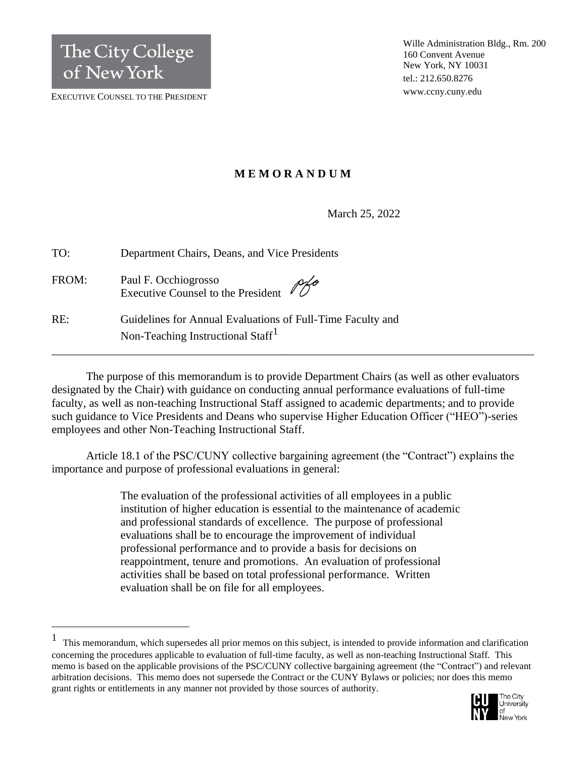The City College of New York

EXECUTIVE COUNSEL TO THE PRESIDENT

Wille Administration Bldg., Rm. 200
160 Convent Avenue
New York, NY 10031
tel.: 212.650.8276
www.ccny.cuny.edu

# M E M O R A N D U M

March 25, 2022

TO: Department Chairs, Deans, and Vice Presidents

FROM: Paul F. Occhiogrosso
Executive Counsel to the President

RE: Guidelines for Annual Evaluations of Full-Time Faculty and Non-Teaching Instructional Staff[1]

---

The purpose of this memorandum is to provide Department Chairs (as well as other evaluators designated by the Chair) with guidance on conducting annual performance evaluations of full-time faculty, as well as non-teaching Instructional Staff assigned to academic departments; and to provide such guidance to Vice Presidents and Deans who supervise Higher Education Officer ("HEO")-series employees and other Non-Teaching Instructional Staff.

Article 18.1 of the PSC/CUNY collective bargaining agreement (the "Contract") explains the importance and purpose of professional evaluations in general:

> The evaluation of the professional activities of all employees in a public institution of higher education is essential to the maintenance of academic and professional standards of excellence. The purpose of professional evaluations shall be to encourage the improvement of individual professional performance and to provide a basis for decisions on reappointment, tenure and promotions. An evaluation of professional activities shall be based on total professional performance. Written evaluation shall be on file for all employees.

---

[1] This memorandum, which supersedes all prior memos on this subject, is intended to provide information and clarification concerning the procedures applicable to evaluation of full-time faculty, as well as non-teaching Instructional Staff. This memo is based on the applicable provisions of the PSC/CUNY collective bargaining agreement (the "Contract") and relevant arbitration decisions. This memo does not supersede the Contract or the CUNY Bylaws or policies; nor does this memo grant rights or entitlements in any manner not provided by those sources of authority.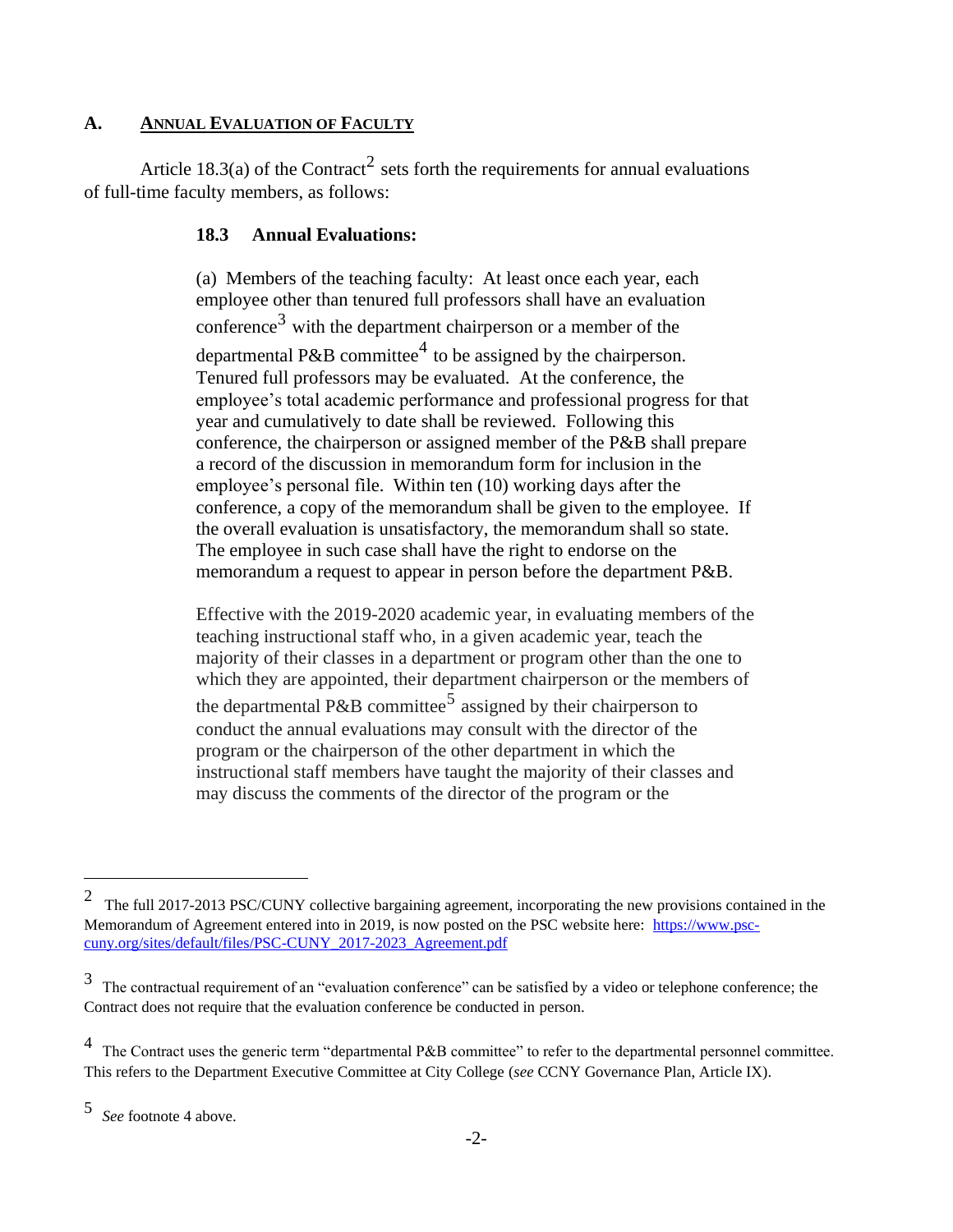## A. ANNUAL EVALUATION OF FACULTY

Article 18.3(a) of the Contract[2] sets forth the requirements for annual evaluations of full-time faculty members, as follows:

> **18.3 Annual Evaluations:**
>
> (a) Members of the teaching faculty: At least once each year, each employee other than tenured full professors shall have an evaluation conference[3] with the department chairperson or a member of the departmental P&B committee[4] to be assigned by the chairperson. Tenured full professors may be evaluated. At the conference, the employee's total academic performance and professional progress for that year and cumulatively to date shall be reviewed. Following this conference, the chairperson or assigned member of the P&B shall prepare a record of the discussion in memorandum form for inclusion in the employee's personal file. Within ten (10) working days after the conference, a copy of the memorandum shall be given to the employee. If the overall evaluation is unsatisfactory, the memorandum shall so state. The employee in such case shall have the right to endorse on the memorandum a request to appear in person before the department P&B.
>
> Effective with the 2019-2020 academic year, in evaluating members of the teaching instructional staff who, in a given academic year, teach the majority of their classes in a department or program other than the one to which they are appointed, their department chairperson or the members of the departmental P&B committee[5] assigned by their chairperson to conduct the annual evaluations may consult with the director of the program or the chairperson of the other department in which the instructional staff members have taught the majority of their classes and may discuss the comments of the director of the program or the

---

[2] The full 2017-2013 PSC/CUNY collective bargaining agreement, incorporating the new provisions contained in the Memorandum of Agreement entered into in 2019, is now posted on the PSC website here: [https://www.psc-cuny.org/sites/default/files/PSC-CUNY_2017-2023_Agreement.pdf](https://www.psc-cuny.org/sites/default/files/PSC-CUNY_2017-2023_Agreement.pdf)

[3] The contractual requirement of an "evaluation conference" can be satisfied by a video or telephone conference; the Contract does not require that the evaluation conference be conducted in person.

[4] The Contract uses the generic term "departmental P&B committee" to refer to the departmental personnel committee. This refers to the Department Executive Committee at City College (*see* CCNY Governance Plan, Article IX).

[5] *See* footnote 4 above.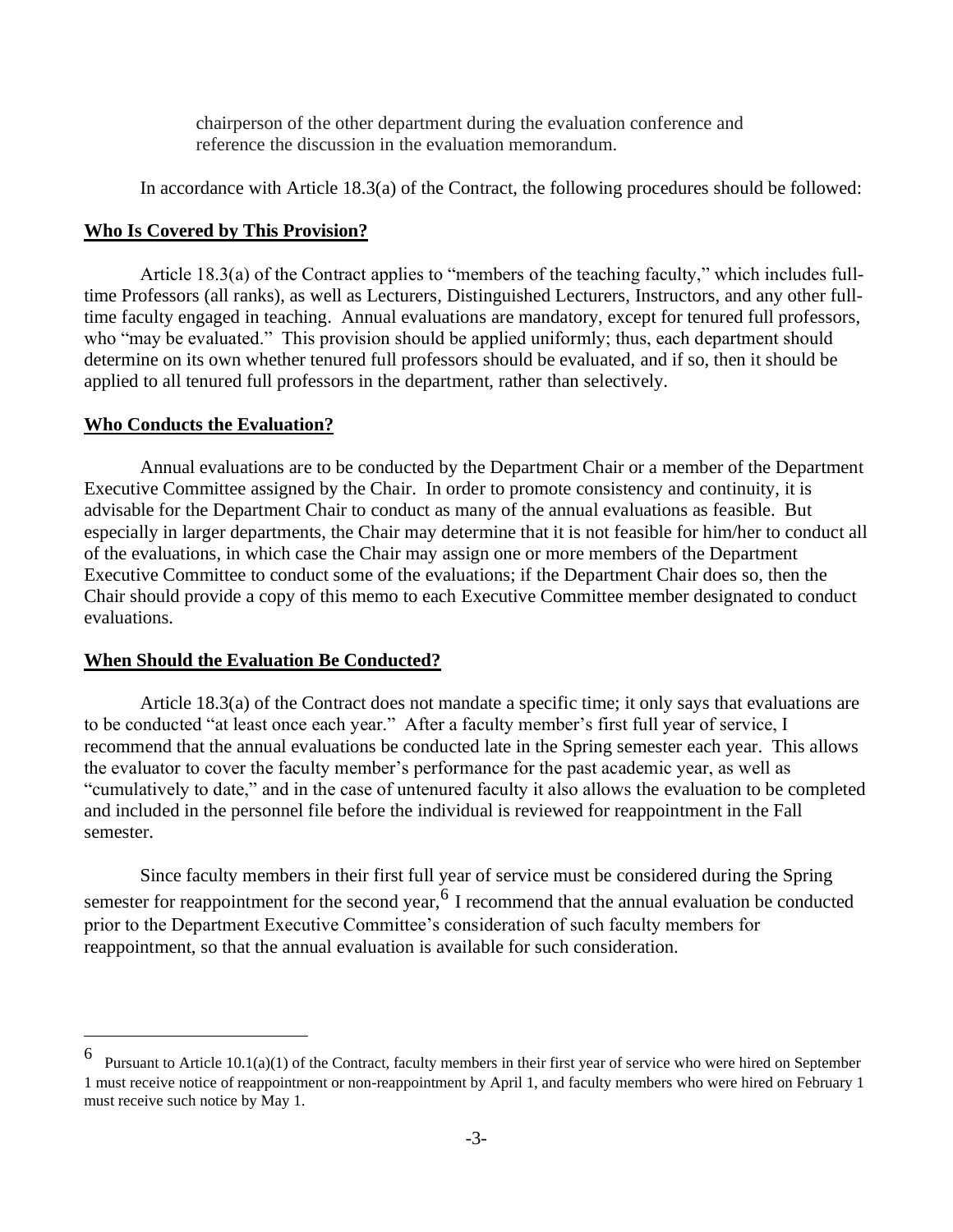chairperson of the other department during the evaluation conference and reference the discussion in the evaluation memorandum.

In accordance with Article 18.3(a) of the Contract, the following procedures should be followed:

**Who Is Covered by This Provision?**

Article 18.3(a) of the Contract applies to "members of the teaching faculty," which includes full-time Professors (all ranks), as well as Lecturers, Distinguished Lecturers, Instructors, and any other full-time faculty engaged in teaching. Annual evaluations are mandatory, except for tenured full professors, who "may be evaluated." This provision should be applied uniformly; thus, each department should determine on its own whether tenured full professors should be evaluated, and if so, then it should be applied to all tenured full professors in the department, rather than selectively.

**Who Conducts the Evaluation?**

Annual evaluations are to be conducted by the Department Chair or a member of the Department Executive Committee assigned by the Chair. In order to promote consistency and continuity, it is advisable for the Department Chair to conduct as many of the annual evaluations as feasible. But especially in larger departments, the Chair may determine that it is not feasible for him/her to conduct all of the evaluations, in which case the Chair may assign one or more members of the Department Executive Committee to conduct some of the evaluations; if the Department Chair does so, then the Chair should provide a copy of this memo to each Executive Committee member designated to conduct evaluations.

**When Should the Evaluation Be Conducted?**

Article 18.3(a) of the Contract does not mandate a specific time; it only says that evaluations are to be conducted "at least once each year." After a faculty member's first full year of service, I recommend that the annual evaluations be conducted late in the Spring semester each year. This allows the evaluator to cover the faculty member's performance for the past academic year, as well as "cumulatively to date," and in the case of untenured faculty it also allows the evaluation to be completed and included in the personnel file before the individual is reviewed for reappointment in the Fall semester.

Since faculty members in their first full year of service must be considered during the Spring semester for reappointment for the second year,[6] I recommend that the annual evaluation be conducted prior to the Department Executive Committee's consideration of such faculty members for reappointment, so that the annual evaluation is available for such consideration.

---

[6] Pursuant to Article 10.1(a)(1) of the Contract, faculty members in their first year of service who were hired on September 1 must receive notice of reappointment or non-reappointment by April 1, and faculty members who were hired on February 1 must receive such notice by May 1.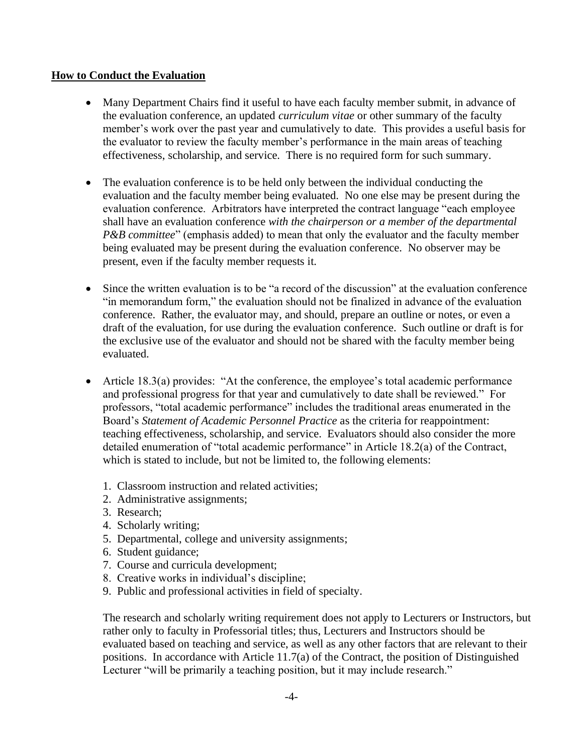**How to Conduct the Evaluation**

- Many Department Chairs find it useful to have each faculty member submit, in advance of the evaluation conference, an updated *curriculum vitae* or other summary of the faculty member's work over the past year and cumulatively to date. This provides a useful basis for the evaluator to review the faculty member's performance in the main areas of teaching effectiveness, scholarship, and service. There is no required form for such summary.

- The evaluation conference is to be held only between the individual conducting the evaluation and the faculty member being evaluated. No one else may be present during the evaluation conference. Arbitrators have interpreted the contract language "each employee shall have an evaluation conference *with the chairperson or a member of the departmental P&B committee*" (emphasis added) to mean that only the evaluator and the faculty member being evaluated may be present during the evaluation conference. No observer may be present, even if the faculty member requests it.

- Since the written evaluation is to be "a record of the discussion" at the evaluation conference "in memorandum form," the evaluation should not be finalized in advance of the evaluation conference. Rather, the evaluator may, and should, prepare an outline or notes, or even a draft of the evaluation, for use during the evaluation conference. Such outline or draft is for the exclusive use of the evaluator and should not be shared with the faculty member being evaluated.

- Article 18.3(a) provides: "At the conference, the employee's total academic performance and professional progress for that year and cumulatively to date shall be reviewed." For professors, "total academic performance" includes the traditional areas enumerated in the Board's *Statement of Academic Personnel Practice* as the criteria for reappointment: teaching effectiveness, scholarship, and service. Evaluators should also consider the more detailed enumeration of "total academic performance" in Article 18.2(a) of the Contract, which is stated to include, but not be limited to, the following elements:

  1. Classroom instruction and related activities;
  2. Administrative assignments;
  3. Research;
  4. Scholarly writing;
  5. Departmental, college and university assignments;
  6. Student guidance;
  7. Course and curricula development;
  8. Creative works in individual's discipline;
  9. Public and professional activities in field of specialty.

  The research and scholarly writing requirement does not apply to Lecturers or Instructors, but rather only to faculty in Professorial titles; thus, Lecturers and Instructors should be evaluated based on teaching and service, as well as any other factors that are relevant to their positions. In accordance with Article 11.7(a) of the Contract, the position of Distinguished Lecturer "will be primarily a teaching position, but it may include research."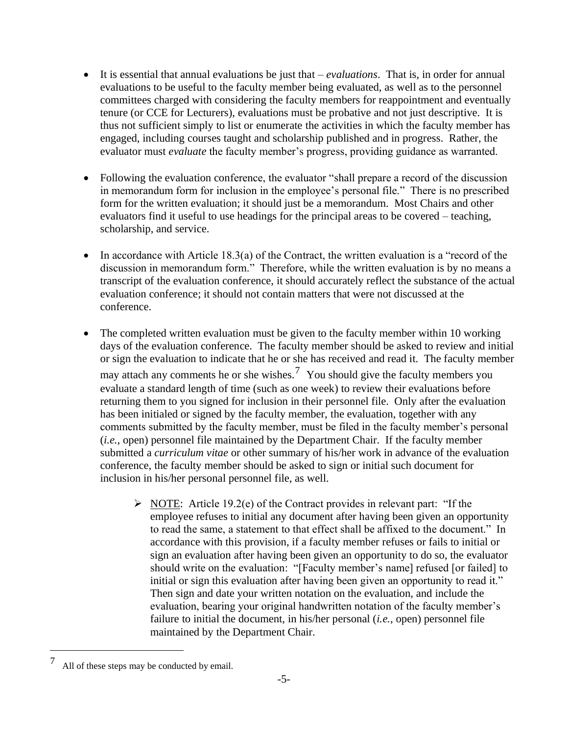- It is essential that annual evaluations be just that – *evaluations*. That is, in order for annual evaluations to be useful to the faculty member being evaluated, as well as to the personnel committees charged with considering the faculty members for reappointment and eventually tenure (or CCE for Lecturers), evaluations must be probative and not just descriptive. It is thus not sufficient simply to list or enumerate the activities in which the faculty member has engaged, including courses taught and scholarship published and in progress. Rather, the evaluator must *evaluate* the faculty member's progress, providing guidance as warranted.

- Following the evaluation conference, the evaluator "shall prepare a record of the discussion in memorandum form for inclusion in the employee's personal file." There is no prescribed form for the written evaluation; it should just be a memorandum. Most Chairs and other evaluators find it useful to use headings for the principal areas to be covered – teaching, scholarship, and service.

- In accordance with Article 18.3(a) of the Contract, the written evaluation is a "record of the discussion in memorandum form." Therefore, while the written evaluation is by no means a transcript of the evaluation conference, it should accurately reflect the substance of the actual evaluation conference; it should not contain matters that were not discussed at the conference.

- The completed written evaluation must be given to the faculty member within 10 working days of the evaluation conference. The faculty member should be asked to review and initial or sign the evaluation to indicate that he or she has received and read it. The faculty member may attach any comments he or she wishes.[7] You should give the faculty members you evaluate a standard length of time (such as one week) to review their evaluations before returning them to you signed for inclusion in their personnel file. Only after the evaluation has been initialed or signed by the faculty member, the evaluation, together with any comments submitted by the faculty member, must be filed in the faculty member's personal (*i.e.*, open) personnel file maintained by the Department Chair. If the faculty member submitted a *curriculum vitae* or other summary of his/her work in advance of the evaluation conference, the faculty member should be asked to sign or initial such document for inclusion in his/her personal personnel file, as well.

    - NOTE: Article 19.2(e) of the Contract provides in relevant part: "If the employee refuses to initial any document after having been given an opportunity to read the same, a statement to that effect shall be affixed to the document." In accordance with this provision, if a faculty member refuses or fails to initial or sign an evaluation after having been given an opportunity to do so, the evaluator should write on the evaluation: "[Faculty member's name] refused [or failed] to initial or sign this evaluation after having been given an opportunity to read it." Then sign and date your written notation on the evaluation, and include the evaluation, bearing your original handwritten notation of the faculty member's failure to initial the document, in his/her personal (*i.e.*, open) personnel file maintained by the Department Chair.

---

[7] All of these steps may be conducted by email.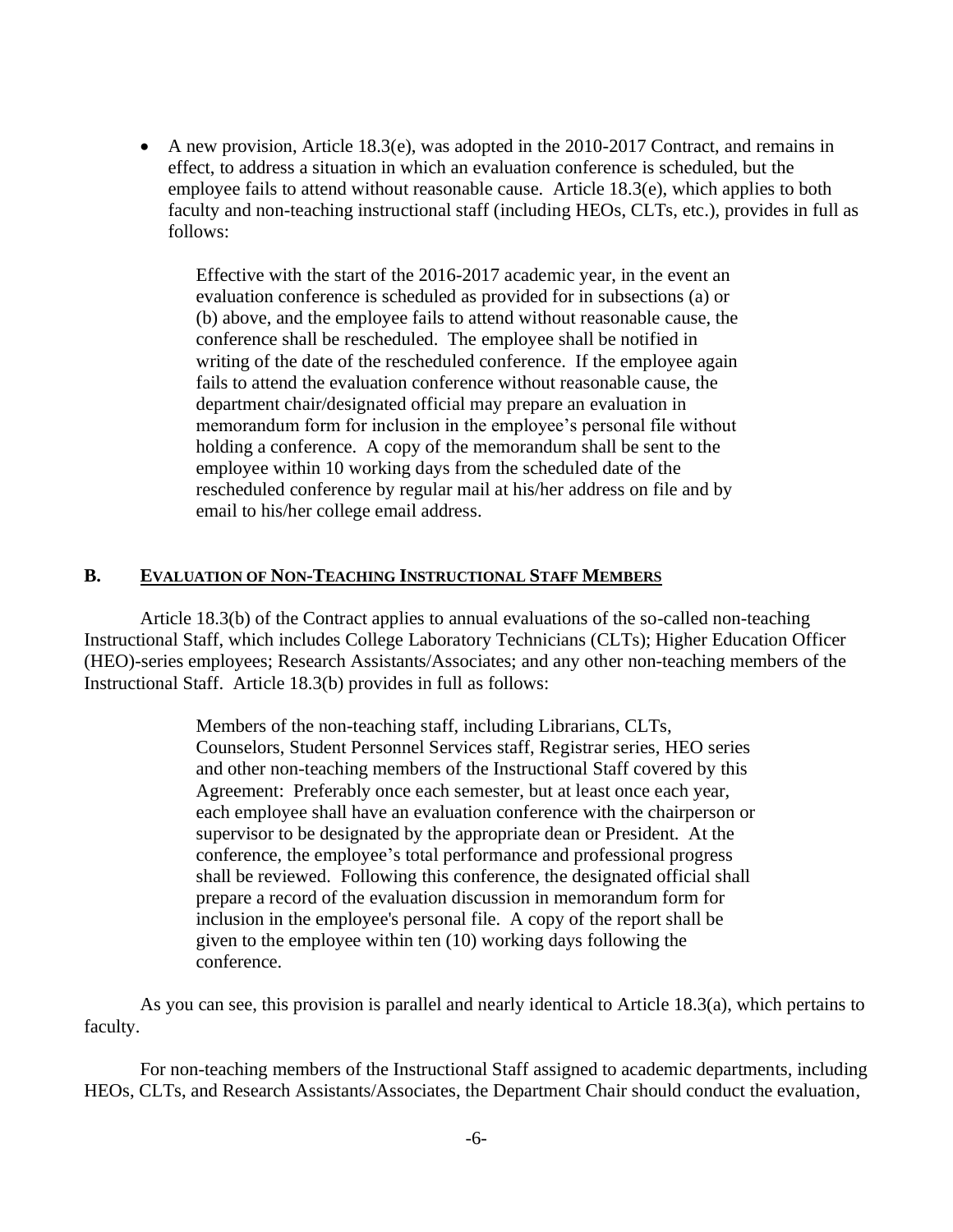- A new provision, Article 18.3(e), was adopted in the 2010-2017 Contract, and remains in effect, to address a situation in which an evaluation conference is scheduled, but the employee fails to attend without reasonable cause. Article 18.3(e), which applies to both faculty and non-teaching instructional staff (including HEOs, CLTs, etc.), provides in full as follows:

> Effective with the start of the 2016-2017 academic year, in the event an evaluation conference is scheduled as provided for in subsections (a) or (b) above, and the employee fails to attend without reasonable cause, the conference shall be rescheduled. The employee shall be notified in writing of the date of the rescheduled conference. If the employee again fails to attend the evaluation conference without reasonable cause, the department chair/designated official may prepare an evaluation in memorandum form for inclusion in the employee's personal file without holding a conference. A copy of the memorandum shall be sent to the employee within 10 working days from the scheduled date of the rescheduled conference by regular mail at his/her address on file and by email to his/her college email address.

## B. EVALUATION OF NON-TEACHING INSTRUCTIONAL STAFF MEMBERS

Article 18.3(b) of the Contract applies to annual evaluations of the so-called non-teaching Instructional Staff, which includes College Laboratory Technicians (CLTs); Higher Education Officer (HEO)-series employees; Research Assistants/Associates; and any other non-teaching members of the Instructional Staff. Article 18.3(b) provides in full as follows:

> Members of the non-teaching staff, including Librarians, CLTs, Counselors, Student Personnel Services staff, Registrar series, HEO series and other non-teaching members of the Instructional Staff covered by this Agreement: Preferably once each semester, but at least once each year, each employee shall have an evaluation conference with the chairperson or supervisor to be designated by the appropriate dean or President. At the conference, the employee's total performance and professional progress shall be reviewed. Following this conference, the designated official shall prepare a record of the evaluation discussion in memorandum form for inclusion in the employee's personal file. A copy of the report shall be given to the employee within ten (10) working days following the conference.

As you can see, this provision is parallel and nearly identical to Article 18.3(a), which pertains to faculty.

For non-teaching members of the Instructional Staff assigned to academic departments, including HEOs, CLTs, and Research Assistants/Associates, the Department Chair should conduct the evaluation,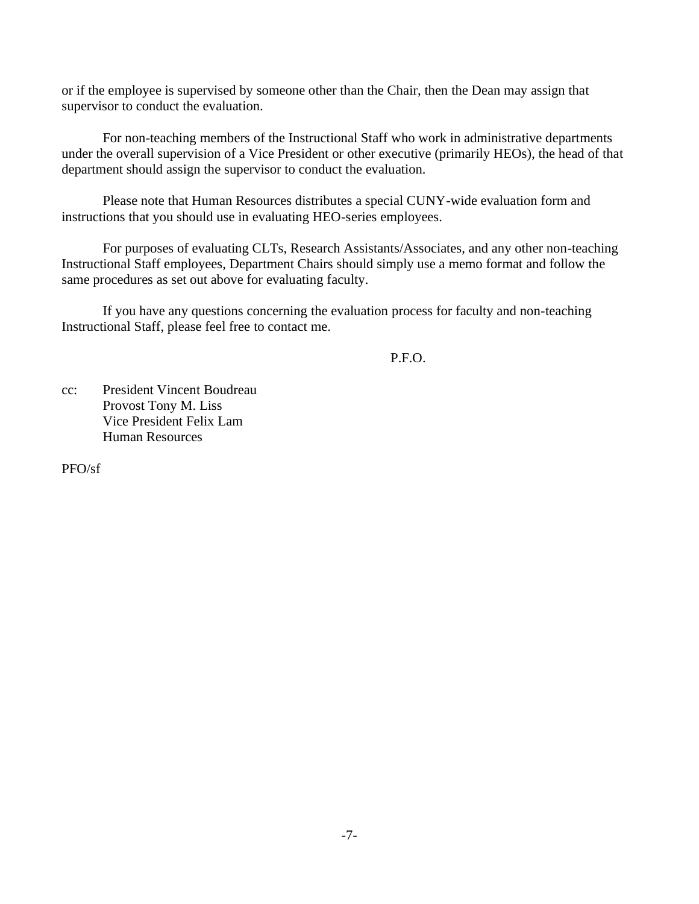or if the employee is supervised by someone other than the Chair, then the Dean may assign that supervisor to conduct the evaluation.

For non-teaching members of the Instructional Staff who work in administrative departments under the overall supervision of a Vice President or other executive (primarily HEOs), the head of that department should assign the supervisor to conduct the evaluation.

Please note that Human Resources distributes a special CUNY-wide evaluation form and instructions that you should use in evaluating HEO-series employees.

For purposes of evaluating CLTs, Research Assistants/Associates, and any other non-teaching Instructional Staff employees, Department Chairs should simply use a memo format and follow the same procedures as set out above for evaluating faculty.

If you have any questions concerning the evaluation process for faculty and non-teaching Instructional Staff, please feel free to contact me.

P.F.O.

cc: President Vincent Boudreau
Provost Tony M. Liss
Vice President Felix Lam
Human Resources

PFO/sf